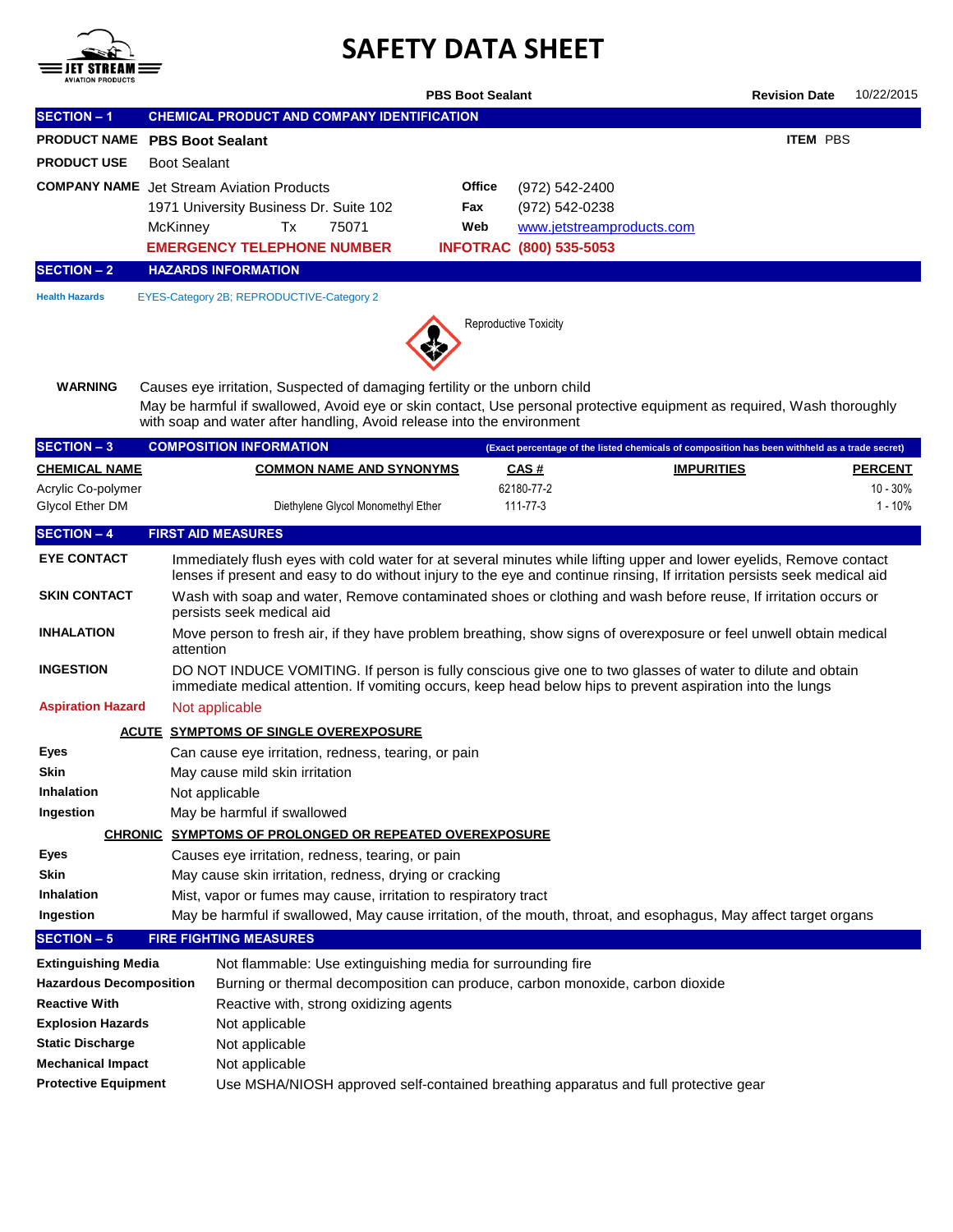# SAFETY DATA SHEET

**PBS Boot Sealant** **Revision Date** 10/22/2015

## SECTION – 1 CHEMICAL PRODUCT AND COMPANY IDENTIFICATION

**PRODUCT NAME** **PBS Boot Sealant** **ITEM** PBS

**PRODUCT USE** Boot Sealant

**COMPANY NAME** Jet Stream Aviation Products
1971 University Business Dr. Suite 102
McKinney Tx 75071

**Office** (972) 542-2400
**Fax** (972) 542-0238
**Web** www.jetstreamproducts.com

**EMERGENCY TELEPHONE NUMBER** **INFOTRAC (800) 535-5053**

## SECTION – 2 HAZARDS INFORMATION

**Health Hazards** EYES-Category 2B; REPRODUCTIVE-Category 2

Reproductive Toxicity

**WARNING** Causes eye irritation, Suspected of damaging fertility or the unborn child
May be harmful if swallowed, Avoid eye or skin contact, Use personal protective equipment as required, Wash thoroughly with soap and water after handling, Avoid release into the environment

## SECTION – 3 COMPOSITION INFORMATION

**(Exact percentage of the listed chemicals of composition has been withheld as a trade secret)**

| CHEMICAL NAME | COMMON NAME AND SYNONYMS | CAS # | IMPURITIES | PERCENT |
|---|---|---|---|---|
| Acrylic Co-polymer | | 62180-77-2 | | 10 - 30% |
| Glycol Ether DM | Diethylene Glycol Monomethyl Ether | 111-77-3 | | 1 - 10% |

## SECTION – 4 FIRST AID MEASURES

**EYE CONTACT** Immediately flush eyes with cold water for at several minutes while lifting upper and lower eyelids, Remove contact lenses if present and easy to do without injury to the eye and continue rinsing, If irritation persists seek medical aid

**SKIN CONTACT** Wash with soap and water, Remove contaminated shoes or clothing and wash before reuse, If irritation occurs or persists seek medical aid

**INHALATION** Move person to fresh air, if they have problem breathing, show signs of overexposure or feel unwell obtain medical attention

**INGESTION** DO NOT INDUCE VOMITING. If person is fully conscious give one to two glasses of water to dilute and obtain immediate medical attention. If vomiting occurs, keep head below hips to prevent aspiration into the lungs

**Aspiration Hazard** Not applicable

**ACUTE SYMPTOMS OF SINGLE OVEREXPOSURE**

**Eyes** Can cause eye irritation, redness, tearing, or pain
**Skin** May cause mild skin irritation
**Inhalation** Not applicable
**Ingestion** May be harmful if swallowed

**CHRONIC SYMPTOMS OF PROLONGED OR REPEATED OVEREXPOSURE**

**Eyes** Causes eye irritation, redness, tearing, or pain
**Skin** May cause skin irritation, redness, drying or cracking
**Inhalation** Mist, vapor or fumes may cause, irritation to respiratory tract
**Ingestion** May be harmful if swallowed, May cause irritation, of the mouth, throat, and esophagus, May affect target organs

## SECTION – 5 FIRE FIGHTING MEASURES

**Extinguishing Media** Not flammable: Use extinguishing media for surrounding fire
**Hazardous Decomposition** Burning or thermal decomposition can produce, carbon monoxide, carbon dioxide
**Reactive With** Reactive with, strong oxidizing agents
**Explosion Hazards** Not applicable
**Static Discharge** Not applicable
**Mechanical Impact** Not applicable
**Protective Equipment** Use MSHA/NIOSH approved self-contained breathing apparatus and full protective gear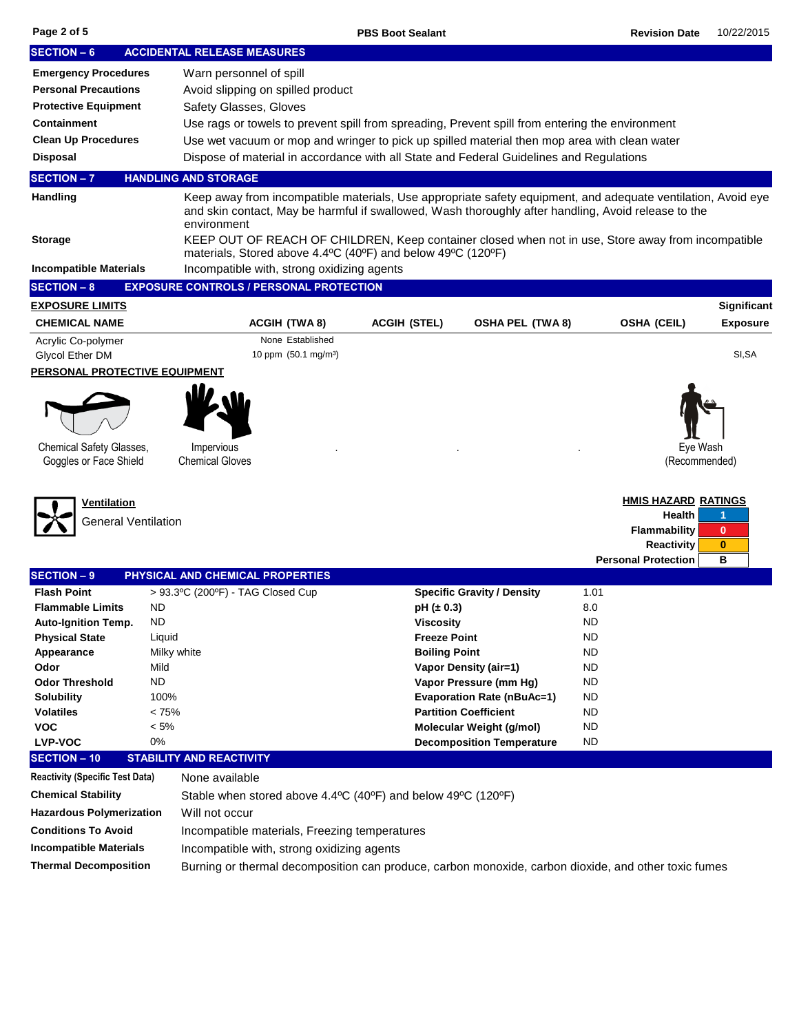## SECTION – 6 ACCIDENTAL RELEASE MEASURES

| | |
|---|---|
| **Emergency Procedures** | Warn personnel of spill |
| **Personal Precautions** | Avoid slipping on spilled product |
| **Protective Equipment** | Safety Glasses, Gloves |
| **Containment** | Use rags or towels to prevent spill from spreading, Prevent spill from entering the environment |
| **Clean Up Procedures** | Use wet vacuum or mop and wringer to pick up spilled material then mop area with clean water |
| **Disposal** | Dispose of material in accordance with all State and Federal Guidelines and Regulations |

## SECTION – 7 HANDLING AND STORAGE

| | |
|---|---|
| **Handling** | Keep away from incompatible materials, Use appropriate safety equipment, and adequate ventilation, Avoid eye and skin contact, May be harmful if swallowed, Wash thoroughly after handling, Avoid release to the environment |
| **Storage** | KEEP OUT OF REACH OF CHILDREN, Keep container closed when not in use, Store away from incompatible materials, Stored above 4.4ºC (40ºF) and below 49ºC (120ºF) |
| **Incompatible Materials** | Incompatible with, strong oxidizing agents |

## SECTION – 8 EXPOSURE CONTROLS / PERSONAL PROTECTION

**EXPOSURE LIMITS**

| CHEMICAL NAME | ACGIH (TWA 8) | ACGIH (STEL) | OSHA PEL (TWA 8) | OSHA (CEIL) | Significant Exposure |
|---|---|---|---|---|---|
| Acrylic Co-polymer | None Established | | | | |
| Glycol Ether DM | 10 ppm (50.1 mg/m³) | | | | SI,SA |

**PERSONAL PROTECTIVE EQUIPMENT**

Chemical Safety Glasses, Goggles or Face Shield

Impervious Chemical Gloves

Eye Wash (Recommended)

**Ventilation**

General Ventilation

**HMIS HAZARD RATINGS**

| | |
|---|---|
| Health | 1 |
| Flammability | 0 |
| Reactivity | 0 |
| Personal Protection | B |

## SECTION – 9 PHYSICAL AND CHEMICAL PROPERTIES

| | | | |
|---|---|---|---|
| **Flash Point** | > 93.3ºC (200ºF) - TAG Closed Cup | **Specific Gravity / Density** | 1.01 |
| **Flammable Limits** | ND | **pH (± 0.3)** | 8.0 |
| **Auto-Ignition Temp.** | ND | **Viscosity** | ND |
| **Physical State** | Liquid | **Freeze Point** | ND |
| **Appearance** | Milky white | **Boiling Point** | ND |
| **Odor** | Mild | **Vapor Density (air=1)** | ND |
| **Odor Threshold** | ND | **Vapor Pressure (mm Hg)** | ND |
| **Solubility** | 100% | **Evaporation Rate (nBuAc=1)** | ND |
| **Volatiles** | < 75% | **Partition Coefficient** | ND |
| **VOC** | < 5% | **Molecular Weight (g/mol)** | ND |
| **LVP-VOC** | 0% | **Decomposition Temperature** | ND |

## SECTION – 10 STABILITY AND REACTIVITY

| | |
|---|---|
| **Reactivity (Specific Test Data)** | None available |
| **Chemical Stability** | Stable when stored above 4.4ºC (40ºF) and below 49ºC (120ºF) |
| **Hazardous Polymerization** | Will not occur |
| **Conditions To Avoid** | Incompatible materials, Freezing temperatures |
| **Incompatible Materials** | Incompatible with, strong oxidizing agents |
| **Thermal Decomposition** | Burning or thermal decomposition can produce, carbon monoxide, carbon dioxide, and other toxic fumes |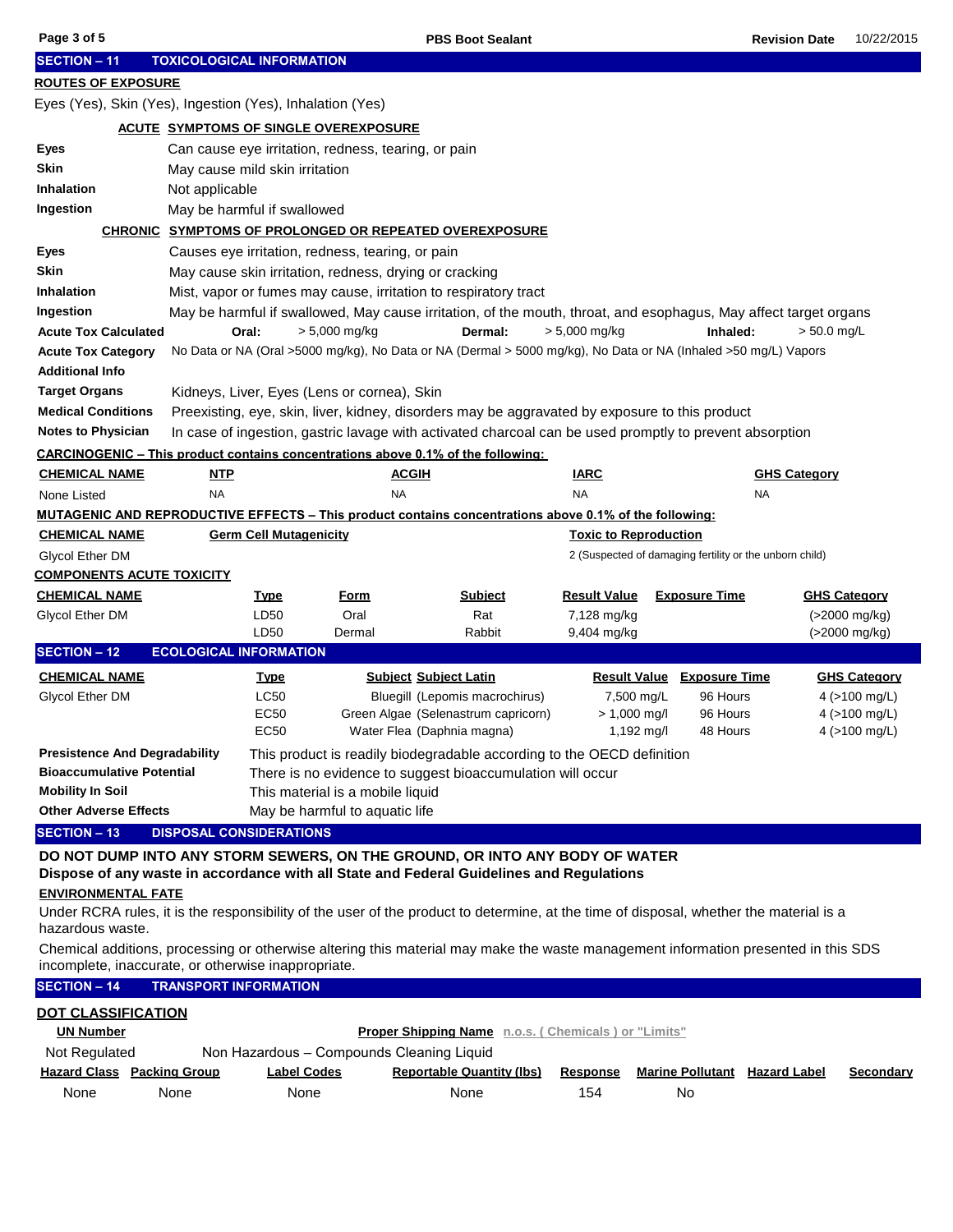## SECTION – 11 TOXICOLOGICAL INFORMATION

**ROUTES OF EXPOSURE**

Eyes (Yes), Skin (Yes), Ingestion (Yes), Inhalation (Yes)

### ACUTE SYMPTOMS OF SINGLE OVEREXPOSURE

| | |
|---|---|
| **Eyes** | Can cause eye irritation, redness, tearing, or pain |
| **Skin** | May cause mild skin irritation |
| **Inhalation** | Not applicable |
| **Ingestion** | May be harmful if swallowed |

### CHRONIC SYMPTOMS OF PROLONGED OR REPEATED OVEREXPOSURE

| | |
|---|---|
| **Eyes** | Causes eye irritation, redness, tearing, or pain |
| **Skin** | May cause skin irritation, redness, drying or cracking |
| **Inhalation** | Mist, vapor or fumes may cause, irritation to respiratory tract |
| **Ingestion** | May be harmful if swallowed, May cause irritation, of the mouth, throat, and esophagus, May affect target organs |

**Acute Tox Calculated** Oral: > 5,000 mg/kg Dermal: > 5,000 mg/kg Inhaled: > 50.0 mg/L

**Acute Tox Category** No Data or NA (Oral >5000 mg/kg), No Data or NA (Dermal > 5000 mg/kg), No Data or NA (Inhaled >50 mg/L) Vapors

**Additional Info**

**Target Organs** Kidneys, Liver, Eyes (Lens or cornea), Skin

**Medical Conditions** Preexisting, eye, skin, liver, kidney, disorders may be aggravated by exposure to this product

**Notes to Physician** In case of ingestion, gastric lavage with activated charcoal can be used promptly to prevent absorption

**CARCINOGENIC – This product contains concentrations above 0.1% of the following:**

| CHEMICAL NAME | NTP | ACGIH | IARC | GHS Category |
|---|---|---|---|---|
| None Listed | NA | NA | NA | NA |

**MUTAGENIC AND REPRODUCTIVE EFFECTS – This product contains concentrations above 0.1% of the following:**

| CHEMICAL NAME | Germ Cell Mutagenicity | Toxic to Reproduction |
|---|---|---|
| Glycol Ether DM | | 2 (Suspected of damaging fertility or the unborn child) |

**COMPONENTS ACUTE TOXICITY**

| CHEMICAL NAME | Type | Form | Subject | Result Value | Exposure Time | GHS Category |
|---|---|---|---|---|---|---|
| Glycol Ether DM | LD50 | Oral | Rat | 7,128 mg/kg | | (>2000 mg/kg) |
| | LD50 | Dermal | Rabbit | 9,404 mg/kg | | (>2000 mg/kg) |

## SECTION – 12 ECOLOGICAL INFORMATION

| CHEMICAL NAME | Type | Subject Subject Latin | Result Value | Exposure Time | GHS Category |
|---|---|---|---|---|---|
| Glycol Ether DM | LC50 | Bluegill (Lepomis macrochirus) | 7,500 mg/L | 96 Hours | 4 (>100 mg/L) |
| | EC50 | Green Algae (Selenastrum capricorn) | > 1,000 mg/l | 96 Hours | 4 (>100 mg/L) |
| | EC50 | Water Flea (Daphnia magna) | 1,192 mg/l | 48 Hours | 4 (>100 mg/L) |

| | |
|---|---|
| **Presistence And Degradability** | This product is readily biodegradable according to the OECD definition |
| **Bioaccumulative Potential** | There is no evidence to suggest bioaccumulation will occur |
| **Mobility In Soil** | This material is a mobile liquid |
| **Other Adverse Effects** | May be harmful to aquatic life |

## SECTION – 13 DISPOSAL CONSIDERATIONS

**DO NOT DUMP INTO ANY STORM SEWERS, ON THE GROUND, OR INTO ANY BODY OF WATER**
**Dispose of any waste in accordance with all State and Federal Guidelines and Regulations**

**ENVIRONMENTAL FATE**

Under RCRA rules, it is the responsibility of the user of the product to determine, at the time of disposal, whether the material is a hazardous waste.

Chemical additions, processing or otherwise altering this material may make the waste management information presented in this SDS incomplete, inaccurate, or otherwise inappropriate.

## SECTION – 14 TRANSPORT INFORMATION

**DOT CLASSIFICATION**

| UN Number | Proper Shipping Name n.o.s. ( Chemicals ) or "Limits" |
|---|---|
| Not Regulated | Non Hazardous – Compounds Cleaning Liquid |

| Hazard Class | Packing Group | Label Codes | Reportable Quantity (lbs) | Response | Marine Pollutant | Hazard Label | Secondary |
|---|---|---|---|---|---|---|---|
| None | None | None | None | 154 | No | | |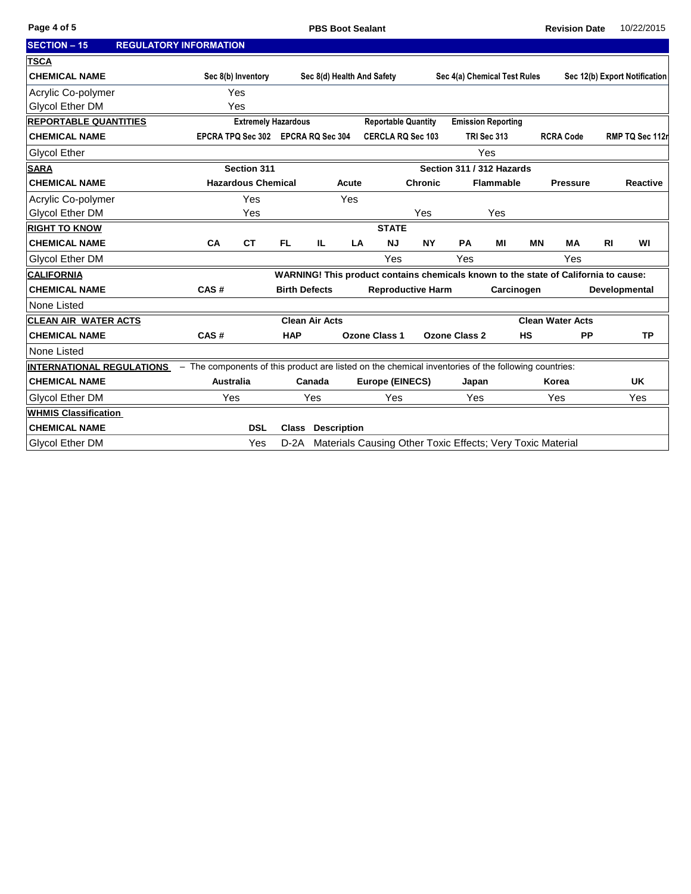## SECTION – 15 REGULATORY INFORMATION

**TSCA**

| CHEMICAL NAME | Sec 8(b) Inventory | Sec 8(d) Health And Safety | Sec 4(a) Chemical Test Rules | Sec 12(b) Export Notification |
|---|---|---|---|---|
| Acrylic Co-polymer | Yes | | | |
| Glycol Ether DM | Yes | | | |

**REPORTABLE QUANTITIES**

| | Extremely Hazardous | | Reportable Quantity | Emission Reporting | | |
|---|---|---|---|---|---|---|
| **CHEMICAL NAME** | **EPCRA TPQ Sec 302** | **EPCRA RQ Sec 304** | **CERCLA RQ Sec 103** | **TRI Sec 313** | **RCRA Code** | **RMP TQ Sec 112r** |
| Glycol Ether | | | | Yes | | |

**SARA**

| | Section 311 | Section 311 / 312 Hazards | | | | |
|---|---|---|---|---|---|---|
| **CHEMICAL NAME** | **Hazardous Chemical** | **Acute** | **Chronic** | **Flammable** | **Pressure** | **Reactive** |
| Acrylic Co-polymer | Yes | Yes | | | | |
| Glycol Ether DM | Yes | | Yes | Yes | | |

**RIGHT TO KNOW**

| | STATE | | | | | | | | | | | | |
|---|---|---|---|---|---|---|---|---|---|---|---|---|---|
| **CHEMICAL NAME** | **CA** | **CT** | **FL** | **IL** | **LA** | **NJ** | **NY** | **PA** | **MI** | **MN** | **MA** | **RI** | **WI** |
| Glycol Ether DM | | | | | | Yes | | Yes | | | Yes | | |

**CALIFORNIA**

**WARNING! This product contains chemicals known to the state of California to cause:**

| CHEMICAL NAME | CAS # | Birth Defects | Reproductive Harm | Carcinogen | Developmental |
|---|---|---|---|---|---|
| None Listed | | | | | |

**CLEAN AIR WATER ACTS**

| | | Clean Air Acts | | | Clean Water Acts | | |
|---|---|---|---|---|---|---|---|
| **CHEMICAL NAME** | **CAS #** | **HAP** | **Ozone Class 1** | **Ozone Class 2** | **HS** | **PP** | **TP** |
| None Listed | | | | | | | |

**INTERNATIONAL REGULATIONS** – The components of this product are listed on the chemical inventories of the following countries:

| CHEMICAL NAME | Australia | Canada | Europe (EINECS) | Japan | Korea | UK |
|---|---|---|---|---|---|---|
| Glycol Ether DM | Yes | Yes | Yes | Yes | Yes | Yes |

**WHMIS Classification**

| CHEMICAL NAME | DSL | Class | Description |
|---|---|---|---|
| Glycol Ether DM | Yes | D-2A | Materials Causing Other Toxic Effects; Very Toxic Material |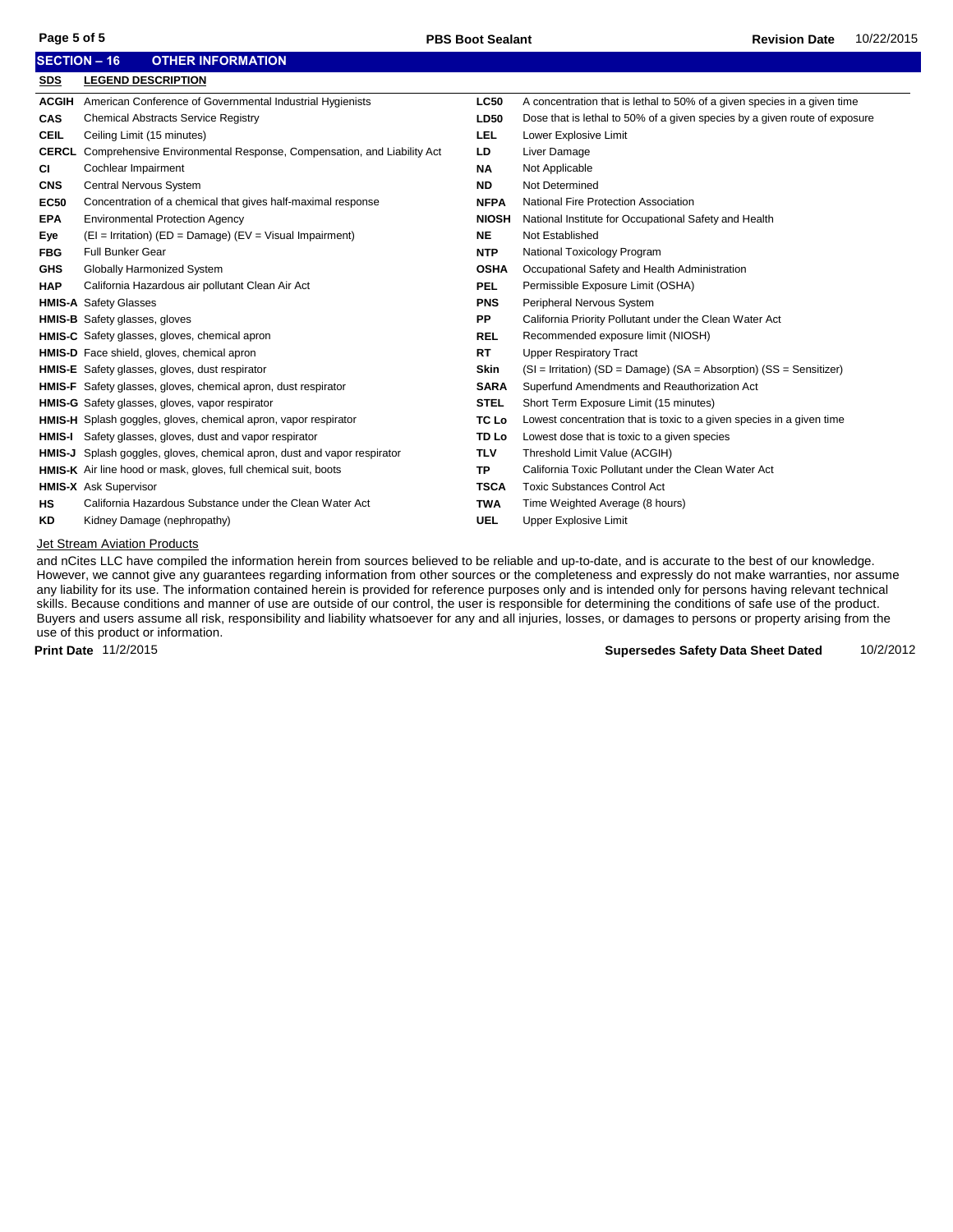## SECTION – 16 OTHER INFORMATION

| SDS | LEGEND DESCRIPTION | | |
|---|---|---|---|
| ACGIH | American Conference of Governmental Industrial Hygienists | LC50 | A concentration that is lethal to 50% of a given species in a given time |
| CAS | Chemical Abstracts Service Registry | LD50 | Dose that is lethal to 50% of a given species by a given route of exposure |
| CEIL | Ceiling Limit (15 minutes) | LEL | Lower Explosive Limit |
| CERCL | Comprehensive Environmental Response, Compensation, and Liability Act | LD | Liver Damage |
| CI | Cochlear Impairment | NA | Not Applicable |
| CNS | Central Nervous System | ND | Not Determined |
| EC50 | Concentration of a chemical that gives half-maximal response | NFPA | National Fire Protection Association |
| EPA | Environmental Protection Agency | NIOSH | National Institute for Occupational Safety and Health |
| Eye | (EI = Irritation) (ED = Damage) (EV = Visual Impairment) | NE | Not Established |
| FBG | Full Bunker Gear | NTP | National Toxicology Program |
| GHS | Globally Harmonized System | OSHA | Occupational Safety and Health Administration |
| HAP | California Hazardous air pollutant Clean Air Act | PEL | Permissible Exposure Limit (OSHA) |
| HMIS-A | Safety Glasses | PNS | Peripheral Nervous System |
| HMIS-B | Safety glasses, gloves | PP | California Priority Pollutant under the Clean Water Act |
| HMIS-C | Safety glasses, gloves, chemical apron | REL | Recommended exposure limit (NIOSH) |
| HMIS-D | Face shield, gloves, chemical apron | RT | Upper Respiratory Tract |
| HMIS-E | Safety glasses, gloves, dust respirator | Skin | (SI = Irritation) (SD = Damage) (SA = Absorption) (SS = Sensitizer) |
| HMIS-F | Safety glasses, gloves, chemical apron, dust respirator | SARA | Superfund Amendments and Reauthorization Act |
| HMIS-G | Safety glasses, gloves, vapor respirator | STEL | Short Term Exposure Limit (15 minutes) |
| HMIS-H | Splash goggles, gloves, chemical apron, vapor respirator | TC Lo | Lowest concentration that is toxic to a given species in a given time |
| HMIS-I | Safety glasses, gloves, dust and vapor respirator | TD Lo | Lowest dose that is toxic to a given species |
| HMIS-J | Splash goggles, gloves, chemical apron, dust and vapor respirator | TLV | Threshold Limit Value (ACGIH) |
| HMIS-K | Air line hood or mask, gloves, full chemical suit, boots | TP | California Toxic Pollutant under the Clean Water Act |
| HMIS-X | Ask Supervisor | TSCA | Toxic Substances Control Act |
| HS | California Hazardous Substance under the Clean Water Act | TWA | Time Weighted Average (8 hours) |
| KD | Kidney Damage (nephropathy) | UEL | Upper Explosive Limit |

Jet Stream Aviation Products

and nCites LLC have compiled the information herein from sources believed to be reliable and up-to-date, and is accurate to the best of our knowledge. However, we cannot give any guarantees regarding information from other sources or the completeness and expressly do not make warranties, nor assume any liability for its use. The information contained herein is provided for reference purposes only and is intended only for persons having relevant technical skills. Because conditions and manner of use are outside of our control, the user is responsible for determining the conditions of safe use of the product. Buyers and users assume all risk, responsibility and liability whatsoever for any and all injuries, losses, or damages to persons or property arising from the use of this product or information.

**Print Date** 11/2/2015 **Supersedes Safety Data Sheet Dated** 10/2/2012